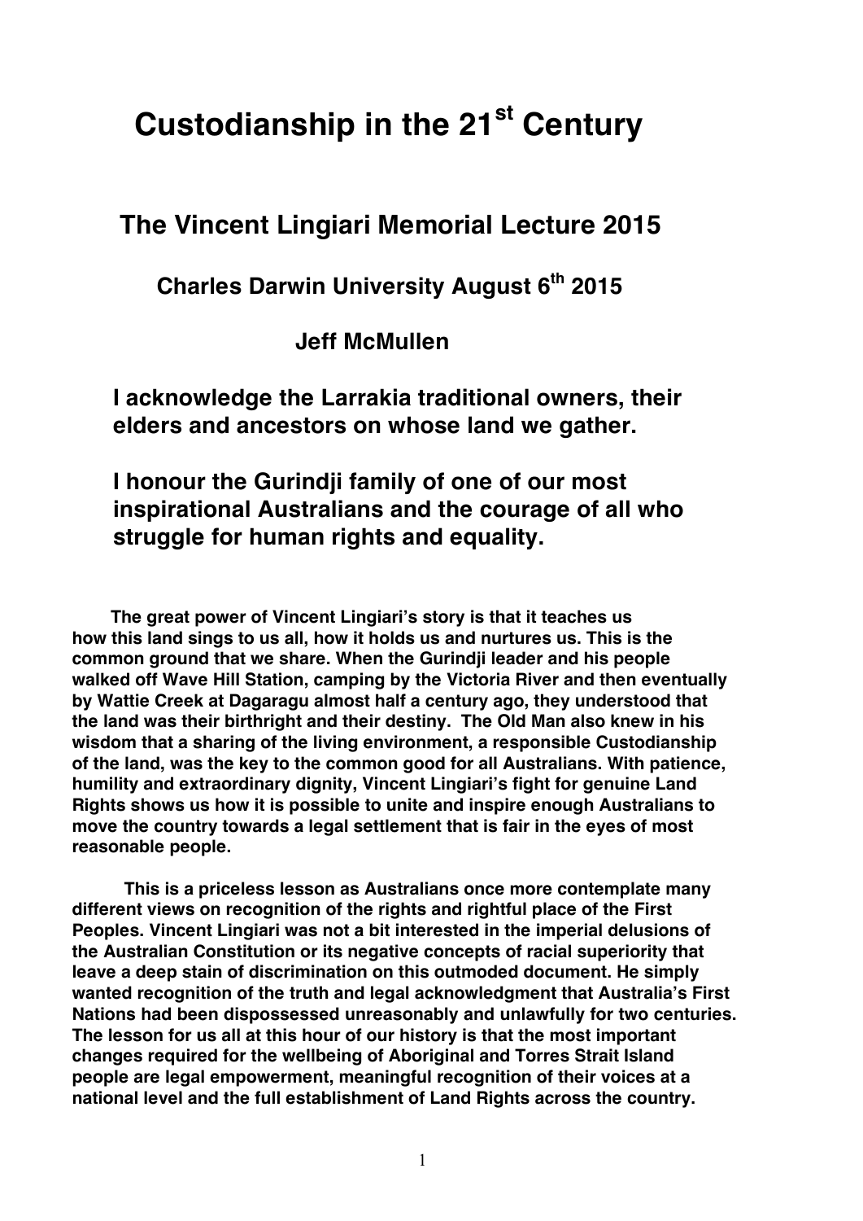# Custodianship in the 21st Century

## The Vincent Lingiari Memorial Lecture 2015

### Charles Darwin University August 6th 2015

### Jeff McMullen

**I acknowledge the Larrakia traditional owners, their elders and ancestors on whose land we gather.**

**I honour the Gurindji family of one of our most inspirational Australians and the courage of all who struggle for human rights and equality.**

**The great power of Vincent Lingiari's story is that it teaches us how this land sings to us all, how it holds us and nurtures us. This is the common ground that we share. When the Gurindji leader and his people walked off Wave Hill Station, camping by the Victoria River and then eventually by Wattie Creek at Dagaragu almost half a century ago, they understood that the land was their birthright and their destiny. The Old Man also knew in his wisdom that a sharing of the living environment, a responsible Custodianship of the land, was the key to the common good for all Australians. With patience, humility and extraordinary dignity, Vincent Lingiari's fight for genuine Land Rights shows us how it is possible to unite and inspire enough Australians to move the country towards a legal settlement that is fair in the eyes of most reasonable people.**

**This is a priceless lesson as Australians once more contemplate many different views on recognition of the rights and rightful place of the First Peoples. Vincent Lingiari was not a bit interested in the imperial delusions of the Australian Constitution or its negative concepts of racial superiority that leave a deep stain of discrimination on this outmoded document. He simply wanted recognition of the truth and legal acknowledgment that Australia's First Nations had been dispossessed unreasonably and unlawfully for two centuries. The lesson for us all at this hour of our history is that the most important changes required for the wellbeing of Aboriginal and Torres Strait Island people are legal empowerment, meaningful recognition of their voices at a national level and the full establishment of Land Rights across the country.**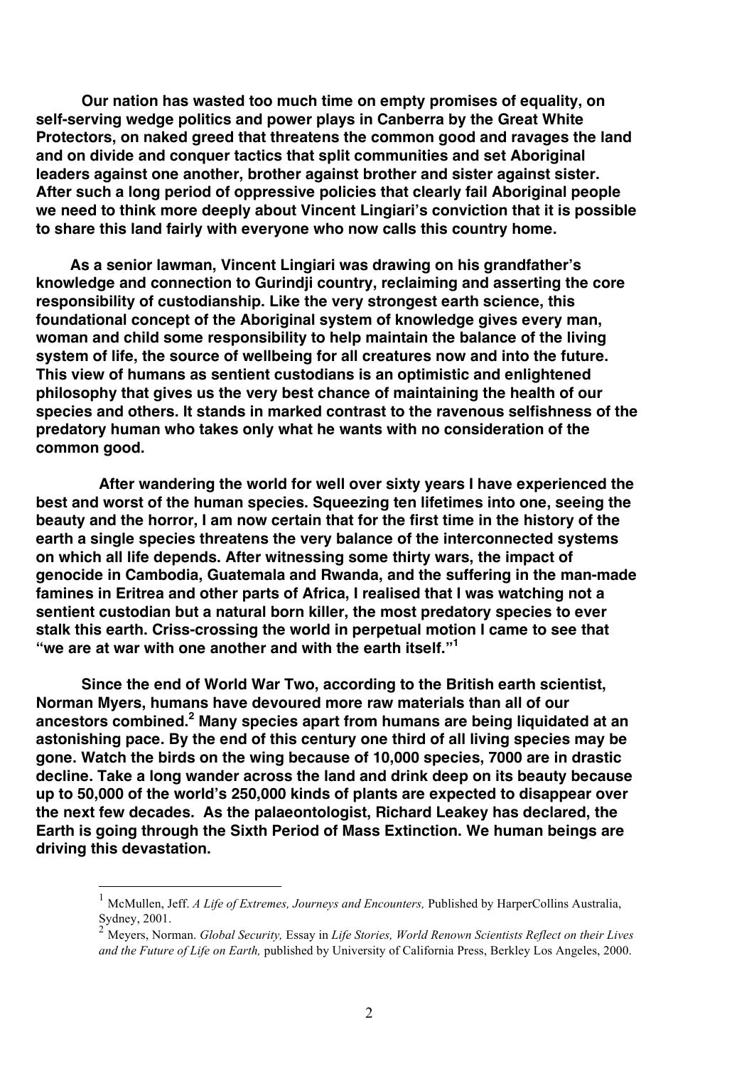**Our nation has wasted too much time on empty promises of equality, on self-serving wedge politics and power plays in Canberra by the Great White Protectors, on naked greed that threatens the common good and ravages the land and on divide and conquer tactics that split communities and set Aboriginal leaders against one another, brother against brother and sister against sister. After such a long period of oppressive policies that clearly fail Aboriginal people we need to think more deeply about Vincent Lingiari's conviction that it is possible to share this land fairly with everyone who now calls this country home.**

**As a senior lawman, Vincent Lingiari was drawing on his grandfather's knowledge and connection to Gurindji country, reclaiming and asserting the core responsibility of custodianship. Like the very strongest earth science, this foundational concept of the Aboriginal system of knowledge gives every man, woman and child some responsibility to help maintain the balance of the living system of life, the source of wellbeing for all creatures now and into the future. This view of humans as sentient custodians is an optimistic and enlightened philosophy that gives us the very best chance of maintaining the health of our species and others. It stands in marked contrast to the ravenous selfishness of the predatory human who takes only what he wants with no consideration of the common good.**

**After wandering the world for well over sixty years I have experienced the best and worst of the human species. Squeezing ten lifetimes into one, seeing the beauty and the horror, I am now certain that for the first time in the history of the earth a single species threatens the very balance of the interconnected systems on which all life depends. After witnessing some thirty wars, the impact of genocide in Cambodia, Guatemala and Rwanda, and the suffering in the man-made famines in Eritrea and other parts of Africa, I realised that I was watching not a sentient custodian but a natural born killer, the most predatory species to ever stalk this earth. Criss-crossing the world in perpetual motion I came to see that "we are at war with one another and with the earth itself."[1]**

**Since the end of World War Two, according to the British earth scientist, Norman Myers, humans have devoured more raw materials than all of our ancestors combined.[2] Many species apart from humans are being liquidated at an astonishing pace. By the end of this century one third of all living species may be gone. Watch the birds on the wing because of 10,000 species, 7000 are in drastic decline. Take a long wander across the land and drink deep on its beauty because up to 50,000 of the world's 250,000 kinds of plants are expected to disappear over the next few decades. As the palaeontologist, Richard Leakey has declared, the Earth is going through the Sixth Period of Mass Extinction. We human beings are driving this devastation.**

---

[1] McMullen, Jeff. *A Life of Extremes, Journeys and Encounters,* Published by HarperCollins Australia, Sydney, 2001.

[2] Meyers, Norman. *Global Security,* Essay in *Life Stories, World Renown Scientists Reflect on their Lives and the Future of Life on Earth,* published by University of California Press, Berkley Los Angeles, 2000.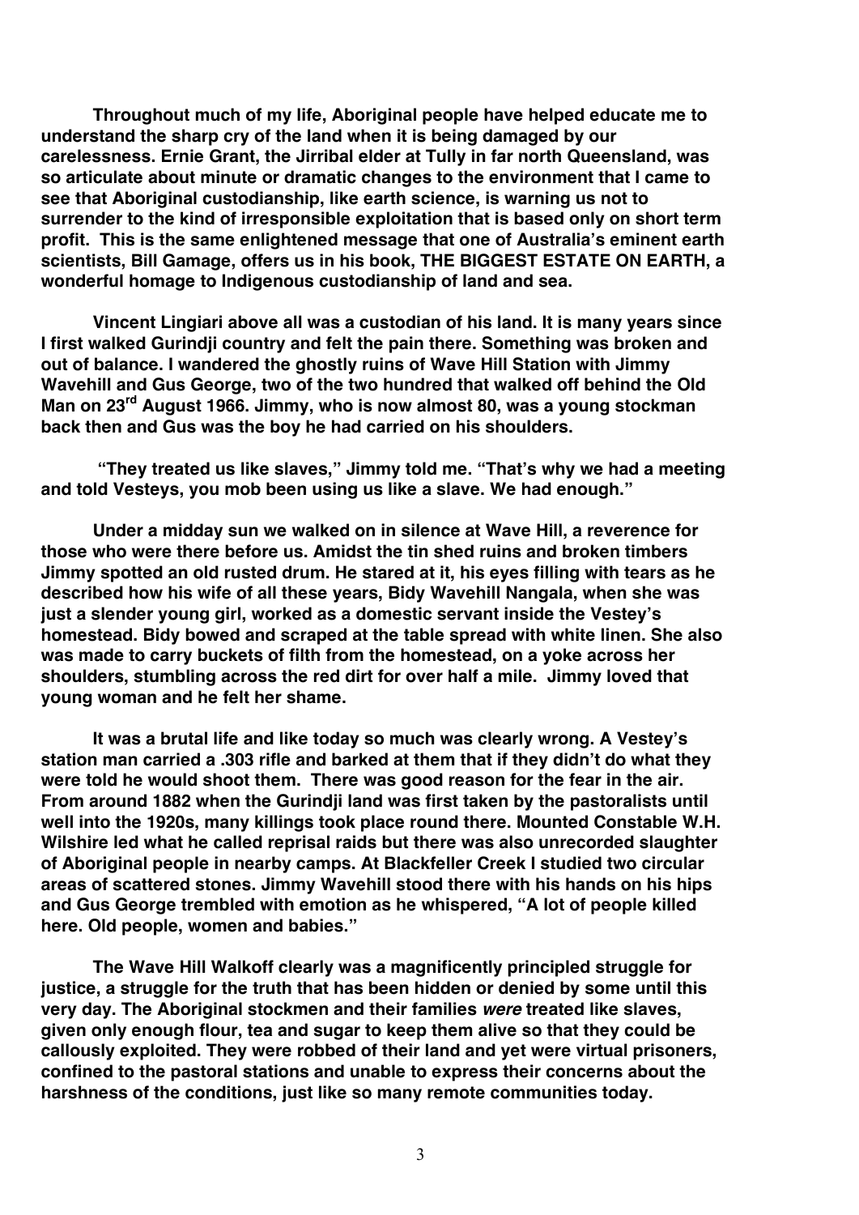**Throughout much of my life, Aboriginal people have helped educate me to understand the sharp cry of the land when it is being damaged by our carelessness. Ernie Grant, the Jirribal elder at Tully in far north Queensland, was so articulate about minute or dramatic changes to the environment that I came to see that Aboriginal custodianship, like earth science, is warning us not to surrender to the kind of irresponsible exploitation that is based only on short term profit. This is the same enlightened message that one of Australia's eminent earth scientists, Bill Gamage, offers us in his book, THE BIGGEST ESTATE ON EARTH, a wonderful homage to Indigenous custodianship of land and sea.**

**Vincent Lingiari above all was a custodian of his land. It is many years since I first walked Gurindji country and felt the pain there. Something was broken and out of balance. I wandered the ghostly ruins of Wave Hill Station with Jimmy Wavehill and Gus George, two of the two hundred that walked off behind the Old Man on 23rd August 1966. Jimmy, who is now almost 80, was a young stockman back then and Gus was the boy he had carried on his shoulders.**

**"They treated us like slaves," Jimmy told me. "That's why we had a meeting and told Vesteys, you mob been using us like a slave. We had enough."**

**Under a midday sun we walked on in silence at Wave Hill, a reverence for those who were there before us. Amidst the tin shed ruins and broken timbers Jimmy spotted an old rusted drum. He stared at it, his eyes filling with tears as he described how his wife of all these years, Bidy Wavehill Nangala, when she was just a slender young girl, worked as a domestic servant inside the Vestey's homestead. Bidy bowed and scraped at the table spread with white linen. She also was made to carry buckets of filth from the homestead, on a yoke across her shoulders, stumbling across the red dirt for over half a mile. Jimmy loved that young woman and he felt her shame.**

**It was a brutal life and like today so much was clearly wrong. A Vestey's station man carried a .303 rifle and barked at them that if they didn't do what they were told he would shoot them. There was good reason for the fear in the air. From around 1882 when the Gurindji land was first taken by the pastoralists until well into the 1920s, many killings took place round there. Mounted Constable W.H. Wilshire led what he called reprisal raids but there was also unrecorded slaughter of Aboriginal people in nearby camps. At Blackfeller Creek I studied two circular areas of scattered stones. Jimmy Wavehill stood there with his hands on his hips and Gus George trembled with emotion as he whispered, "A lot of people killed here. Old people, women and babies."**

**The Wave Hill Walkoff clearly was a magnificently principled struggle for justice, a struggle for the truth that has been hidden or denied by some until this very day. The Aboriginal stockmen and their families *were* treated like slaves, given only enough flour, tea and sugar to keep them alive so that they could be callously exploited. They were robbed of their land and yet were virtual prisoners, confined to the pastoral stations and unable to express their concerns about the harshness of the conditions, just like so many remote communities today.**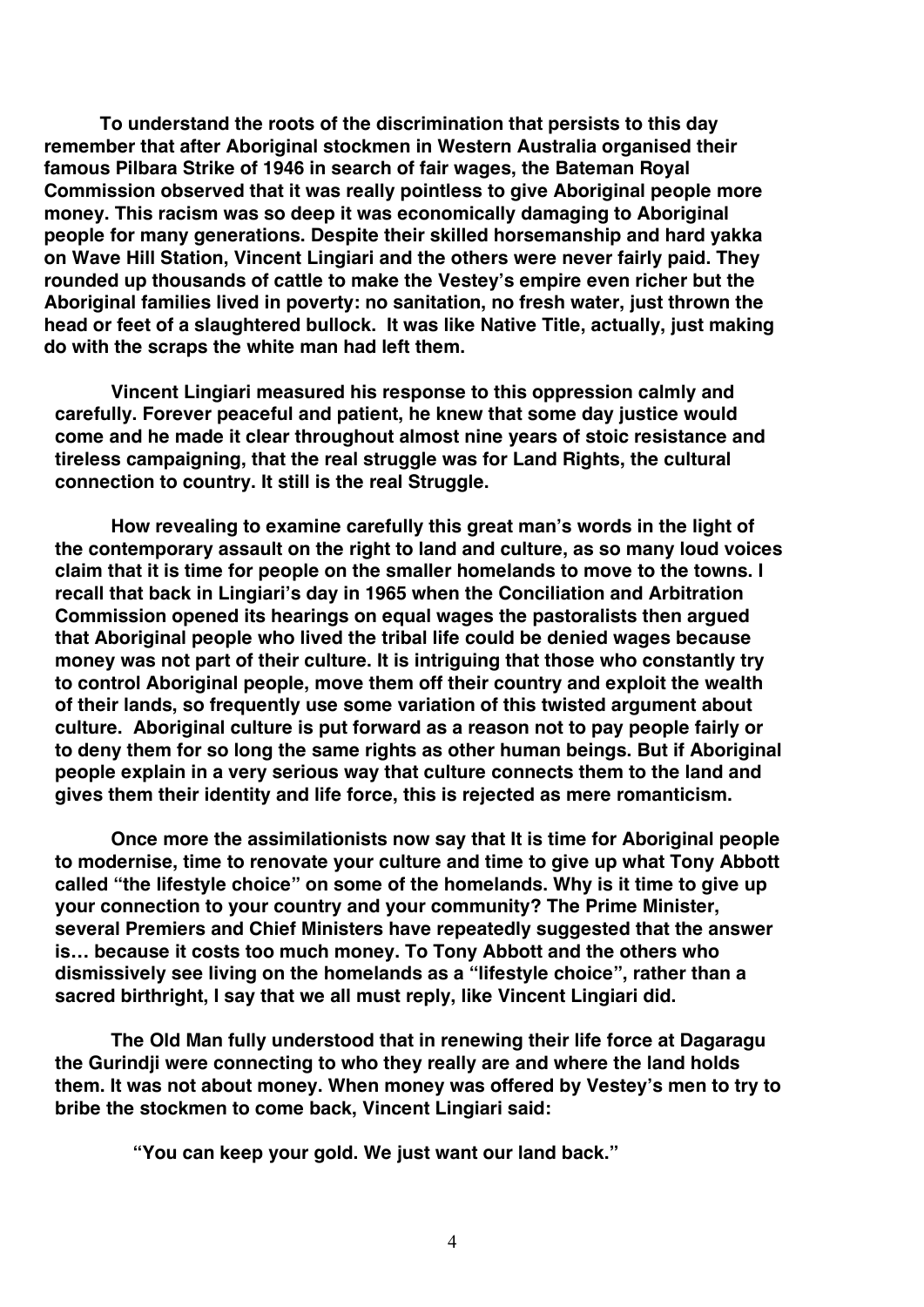**To understand the roots of the discrimination that persists to this day remember that after Aboriginal stockmen in Western Australia organised their famous Pilbara Strike of 1946 in search of fair wages, the Bateman Royal Commission observed that it was really pointless to give Aboriginal people more money. This racism was so deep it was economically damaging to Aboriginal people for many generations. Despite their skilled horsemanship and hard yakka on Wave Hill Station, Vincent Lingiari and the others were never fairly paid. They rounded up thousands of cattle to make the Vestey's empire even richer but the Aboriginal families lived in poverty: no sanitation, no fresh water, just thrown the head or feet of a slaughtered bullock. It was like Native Title, actually, just making do with the scraps the white man had left them.**

**Vincent Lingiari measured his response to this oppression calmly and carefully. Forever peaceful and patient, he knew that some day justice would come and he made it clear throughout almost nine years of stoic resistance and tireless campaigning, that the real struggle was for Land Rights, the cultural connection to country. It still is the real Struggle.**

**How revealing to examine carefully this great man's words in the light of the contemporary assault on the right to land and culture, as so many loud voices claim that it is time for people on the smaller homelands to move to the towns. I recall that back in Lingiari's day in 1965 when the Conciliation and Arbitration Commission opened its hearings on equal wages the pastoralists then argued that Aboriginal people who lived the tribal life could be denied wages because money was not part of their culture. It is intriguing that those who constantly try to control Aboriginal people, move them off their country and exploit the wealth of their lands, so frequently use some variation of this twisted argument about culture. Aboriginal culture is put forward as a reason not to pay people fairly or to deny them for so long the same rights as other human beings. But if Aboriginal people explain in a very serious way that culture connects them to the land and gives them their identity and life force, this is rejected as mere romanticism.**

**Once more the assimilationists now say that It is time for Aboriginal people to modernise, time to renovate your culture and time to give up what Tony Abbott called "the lifestyle choice" on some of the homelands. Why is it time to give up your connection to your country and your community? The Prime Minister, several Premiers and Chief Ministers have repeatedly suggested that the answer is… because it costs too much money. To Tony Abbott and the others who dismissively see living on the homelands as a "lifestyle choice", rather than a sacred birthright, I say that we all must reply, like Vincent Lingiari did.**

**The Old Man fully understood that in renewing their life force at Dagaragu the Gurindji were connecting to who they really are and where the land holds them. It was not about money. When money was offered by Vestey's men to try to bribe the stockmen to come back, Vincent Lingiari said:**

> **"You can keep your gold. We just want our land back."**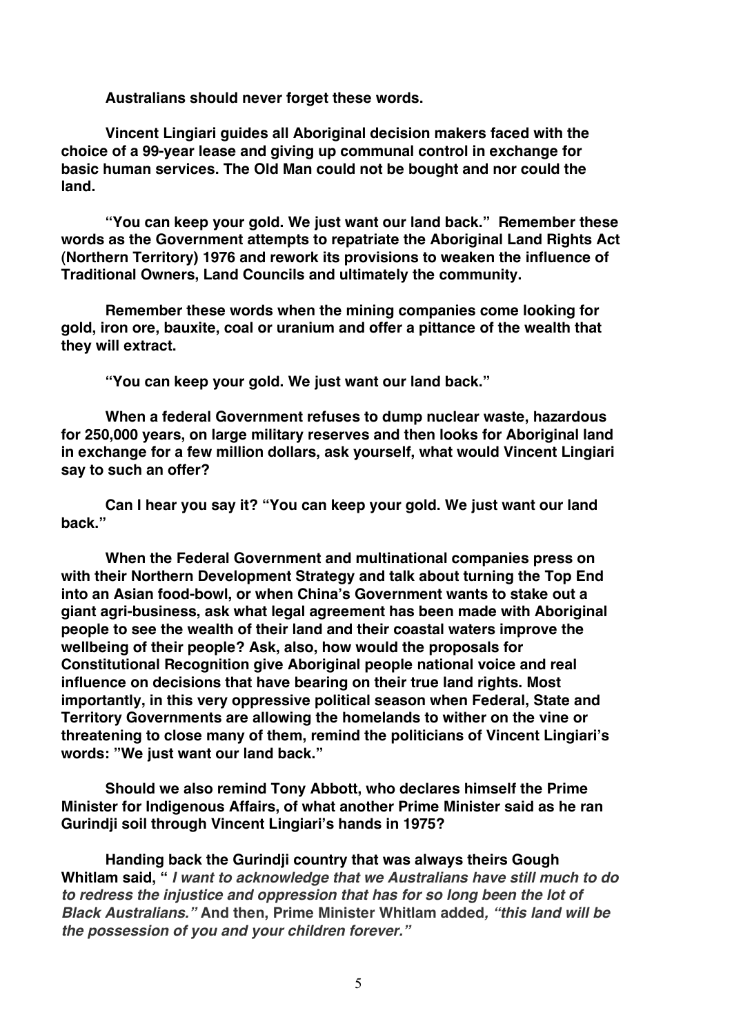**Australians should never forget these words.**

**Vincent Lingiari guides all Aboriginal decision makers faced with the choice of a 99-year lease and giving up communal control in exchange for basic human services. The Old Man could not be bought and nor could the land.**

**"You can keep your gold. We just want our land back." Remember these words as the Government attempts to repatriate the Aboriginal Land Rights Act (Northern Territory) 1976 and rework its provisions to weaken the influence of Traditional Owners, Land Councils and ultimately the community.**

**Remember these words when the mining companies come looking for gold, iron ore, bauxite, coal or uranium and offer a pittance of the wealth that they will extract.**

**"You can keep your gold. We just want our land back."**

**When a federal Government refuses to dump nuclear waste, hazardous for 250,000 years, on large military reserves and then looks for Aboriginal land in exchange for a few million dollars, ask yourself, what would Vincent Lingiari say to such an offer?**

**Can I hear you say it? "You can keep your gold. We just want our land back."**

**When the Federal Government and multinational companies press on with their Northern Development Strategy and talk about turning the Top End into an Asian food-bowl, or when China's Government wants to stake out a giant agri-business, ask what legal agreement has been made with Aboriginal people to see the wealth of their land and their coastal waters improve the wellbeing of their people? Ask, also, how would the proposals for Constitutional Recognition give Aboriginal people national voice and real influence on decisions that have bearing on their true land rights. Most importantly, in this very oppressive political season when Federal, State and Territory Governments are allowing the homelands to wither on the vine or threatening to close many of them, remind the politicians of Vincent Lingiari's words: "We just want our land back."**

**Should we also remind Tony Abbott, who declares himself the Prime Minister for Indigenous Affairs, of what another Prime Minister said as he ran Gurindji soil through Vincent Lingiari's hands in 1975?**

**Handing back the Gurindji country that was always theirs Gough Whitlam said, "** ***I want to acknowledge that we Australians have still much to do to redress the injustice and oppression that has for so long been the lot of Black Australians."*** **And then, Prime Minister Whitlam added*****, "this land will be the possession of you and your children forever."***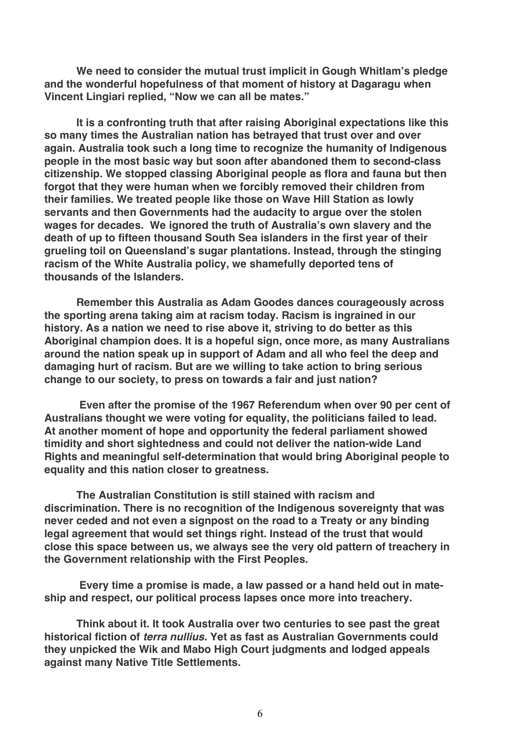**We need to consider the mutual trust implicit in Gough Whitlam's pledge and the wonderful hopefulness of that moment of history at Dagaragu when Vincent Lingiari replied, "Now we can all be mates."**

**It is a confronting truth that after raising Aboriginal expectations like this so many times the Australian nation has betrayed that trust over and over again. Australia took such a long time to recognize the humanity of Indigenous people in the most basic way but soon after abandoned them to second-class citizenship. We stopped classing Aboriginal people as flora and fauna but then forgot that they were human when we forcibly removed their children from their families. We treated people like those on Wave Hill Station as lowly servants and then Governments had the audacity to argue over the stolen wages for decades. We ignored the truth of Australia's own slavery and the death of up to fifteen thousand South Sea islanders in the first year of their grueling toil on Queensland's sugar plantations. Instead, through the stinging racism of the White Australia policy, we shamefully deported tens of thousands of the Islanders.**

**Remember this Australia as Adam Goodes dances courageously across the sporting arena taking aim at racism today. Racism is ingrained in our history. As a nation we need to rise above it, striving to do better as this Aboriginal champion does. It is a hopeful sign, once more, as many Australians around the nation speak up in support of Adam and all who feel the deep and damaging hurt of racism. But are we willing to take action to bring serious change to our society, to press on towards a fair and just nation?**

**Even after the promise of the 1967 Referendum when over 90 per cent of Australians thought we were voting for equality, the politicians failed to lead. At another moment of hope and opportunity the federal parliament showed timidity and short sightedness and could not deliver the nation-wide Land Rights and meaningful self-determination that would bring Aboriginal people to equality and this nation closer to greatness.**

**The Australian Constitution is still stained with racism and discrimination. There is no recognition of the Indigenous sovereignty that was never ceded and not even a signpost on the road to a Treaty or any binding legal agreement that would set things right. Instead of the trust that would close this space between us, we always see the very old pattern of treachery in the Government relationship with the First Peoples.**

**Every time a promise is made, a law passed or a hand held out in mate-ship and respect, our political process lapses once more into treachery.**

**Think about it. It took Australia over two centuries to see past the great historical fiction of *terra nullius.* Yet as fast as Australian Governments could they unpicked the Wik and Mabo High Court judgments and lodged appeals against many Native Title Settlements.**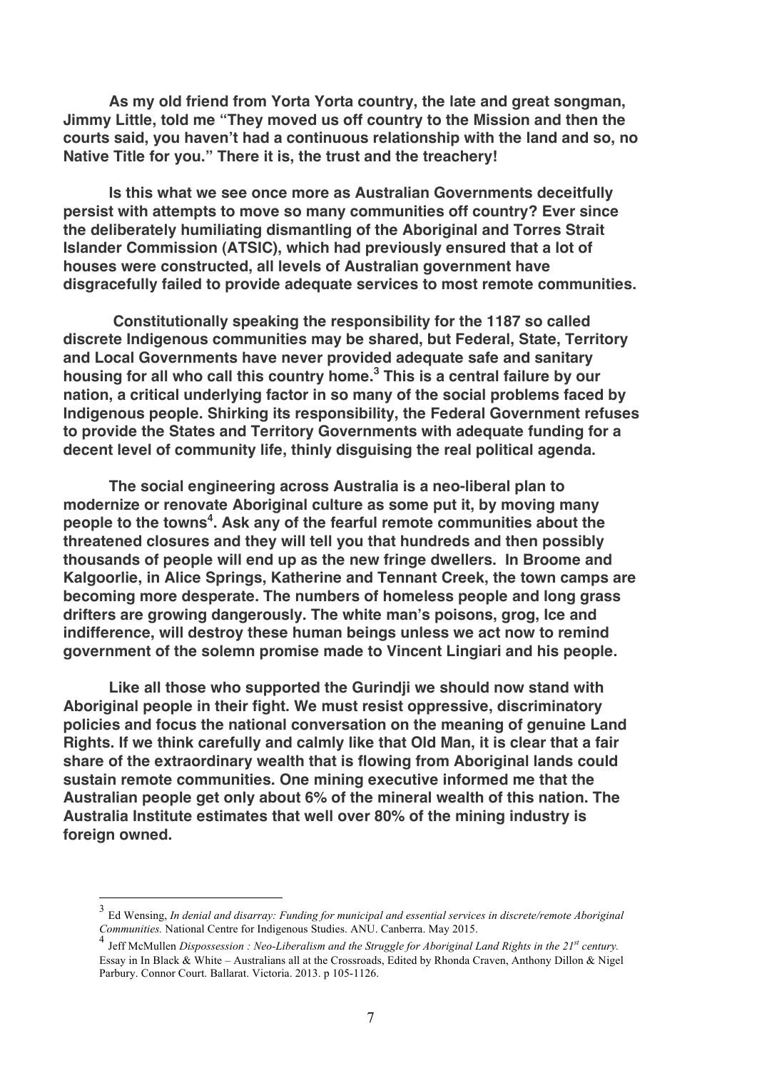**As my old friend from Yorta Yorta country, the late and great songman, Jimmy Little, told me "They moved us off country to the Mission and then the courts said, you haven't had a continuous relationship with the land and so, no Native Title for you." There it is, the trust and the treachery!**

**Is this what we see once more as Australian Governments deceitfully persist with attempts to move so many communities off country? Ever since the deliberately humiliating dismantling of the Aboriginal and Torres Strait Islander Commission (ATSIC), which had previously ensured that a lot of houses were constructed, all levels of Australian government have disgracefully failed to provide adequate services to most remote communities.**

**Constitutionally speaking the responsibility for the 1187 so called discrete Indigenous communities may be shared, but Federal, State, Territory and Local Governments have never provided adequate safe and sanitary housing for all who call this country home.[3] This is a central failure by our nation, a critical underlying factor in so many of the social problems faced by Indigenous people. Shirking its responsibility, the Federal Government refuses to provide the States and Territory Governments with adequate funding for a decent level of community life, thinly disguising the real political agenda.**

**The social engineering across Australia is a neo-liberal plan to modernize or renovate Aboriginal culture as some put it, by moving many people to the towns[4]. Ask any of the fearful remote communities about the threatened closures and they will tell you that hundreds and then possibly thousands of people will end up as the new fringe dwellers. In Broome and Kalgoorlie, in Alice Springs, Katherine and Tennant Creek, the town camps are becoming more desperate. The numbers of homeless people and long grass drifters are growing dangerously. The white man's poisons, grog, Ice and indifference, will destroy these human beings unless we act now to remind government of the solemn promise made to Vincent Lingiari and his people.**

**Like all those who supported the Gurindji we should now stand with Aboriginal people in their fight. We must resist oppressive, discriminatory policies and focus the national conversation on the meaning of genuine Land Rights. If we think carefully and calmly like that Old Man, it is clear that a fair share of the extraordinary wealth that is flowing from Aboriginal lands could sustain remote communities. One mining executive informed me that the Australian people get only about 6% of the mineral wealth of this nation. The Australia Institute estimates that well over 80% of the mining industry is foreign owned.**

---

[3] Ed Wensing, *In denial and disarray: Funding for municipal and essential services in discrete/remote Aboriginal Communities.* National Centre for Indigenous Studies. ANU. Canberra. May 2015.

[4] Jeff McMullen *Dispossession : Neo-Liberalism and the Struggle for Aboriginal Land Rights in the 21st century.* Essay in In Black & White – Australians all at the Crossroads, Edited by Rhonda Craven, Anthony Dillon & Nigel Parbury. Connor Court. Ballarat. Victoria. 2013. p 105-1126.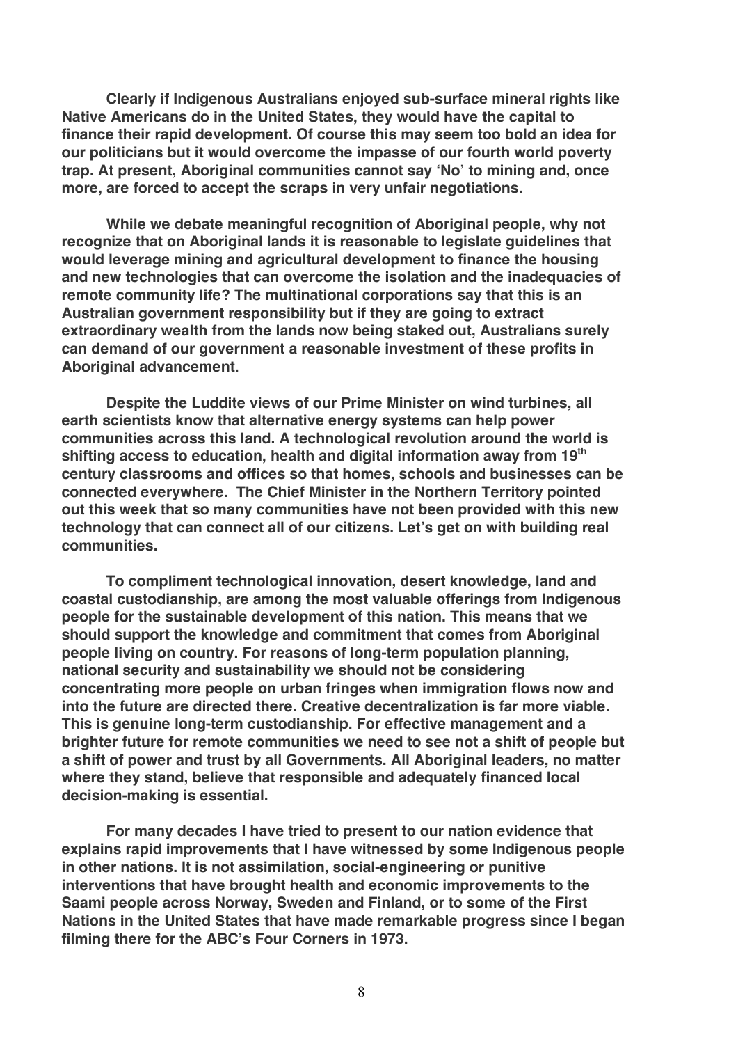**Clearly if Indigenous Australians enjoyed sub-surface mineral rights like Native Americans do in the United States, they would have the capital to finance their rapid development. Of course this may seem too bold an idea for our politicians but it would overcome the impasse of our fourth world poverty trap. At present, Aboriginal communities cannot say 'No' to mining and, once more, are forced to accept the scraps in very unfair negotiations.**

**While we debate meaningful recognition of Aboriginal people, why not recognize that on Aboriginal lands it is reasonable to legislate guidelines that would leverage mining and agricultural development to finance the housing and new technologies that can overcome the isolation and the inadequacies of remote community life? The multinational corporations say that this is an Australian government responsibility but if they are going to extract extraordinary wealth from the lands now being staked out, Australians surely can demand of our government a reasonable investment of these profits in Aboriginal advancement.**

**Despite the Luddite views of our Prime Minister on wind turbines, all earth scientists know that alternative energy systems can help power communities across this land. A technological revolution around the world is shifting access to education, health and digital information away from 19th century classrooms and offices so that homes, schools and businesses can be connected everywhere. The Chief Minister in the Northern Territory pointed out this week that so many communities have not been provided with this new technology that can connect all of our citizens. Let's get on with building real communities.**

**To compliment technological innovation, desert knowledge, land and coastal custodianship, are among the most valuable offerings from Indigenous people for the sustainable development of this nation. This means that we should support the knowledge and commitment that comes from Aboriginal people living on country. For reasons of long-term population planning, national security and sustainability we should not be considering concentrating more people on urban fringes when immigration flows now and into the future are directed there. Creative decentralization is far more viable. This is genuine long-term custodianship. For effective management and a brighter future for remote communities we need to see not a shift of people but a shift of power and trust by all Governments. All Aboriginal leaders, no matter where they stand, believe that responsible and adequately financed local decision-making is essential.**

**For many decades I have tried to present to our nation evidence that explains rapid improvements that I have witnessed by some Indigenous people in other nations. It is not assimilation, social-engineering or punitive interventions that have brought health and economic improvements to the Saami people across Norway, Sweden and Finland, or to some of the First Nations in the United States that have made remarkable progress since I began filming there for the ABC's Four Corners in 1973.**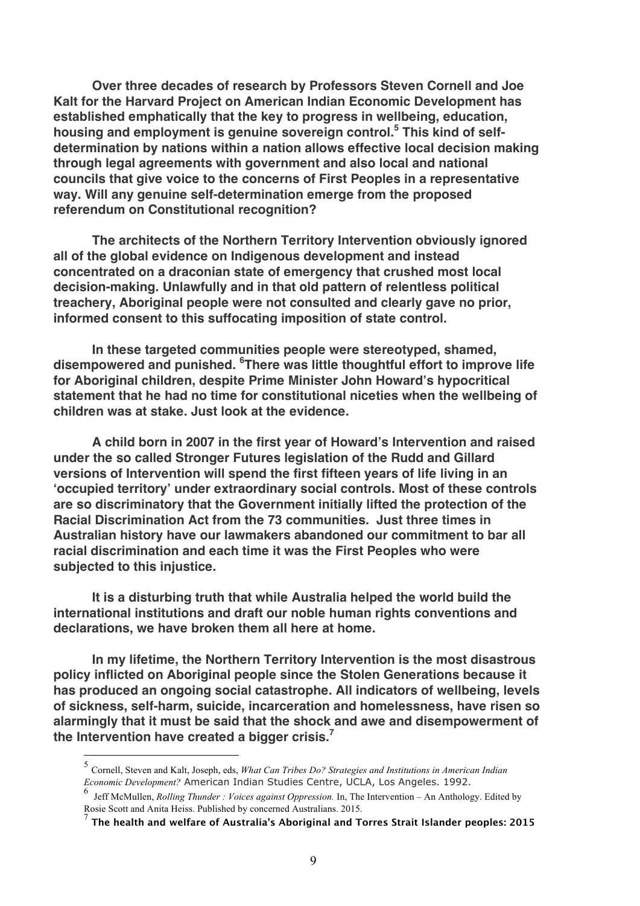**Over three decades of research by Professors Steven Cornell and Joe Kalt for the Harvard Project on American Indian Economic Development has established emphatically that the key to progress in wellbeing, education, housing and employment is genuine sovereign control.[5] This kind of self-determination by nations within a nation allows effective local decision making through legal agreements with government and also local and national councils that give voice to the concerns of First Peoples in a representative way. Will any genuine self-determination emerge from the proposed referendum on Constitutional recognition?**

**The architects of the Northern Territory Intervention obviously ignored all of the global evidence on Indigenous development and instead concentrated on a draconian state of emergency that crushed most local decision-making. Unlawfully and in that old pattern of relentless political treachery, Aboriginal people were not consulted and clearly gave no prior, informed consent to this suffocating imposition of state control.**

**In these targeted communities people were stereotyped, shamed, disempowered and punished. [6]There was little thoughtful effort to improve life for Aboriginal children, despite Prime Minister John Howard's hypocritical statement that he had no time for constitutional niceties when the wellbeing of children was at stake. Just look at the evidence.**

**A child born in 2007 in the first year of Howard's Intervention and raised under the so called Stronger Futures legislation of the Rudd and Gillard versions of Intervention will spend the first fifteen years of life living in an 'occupied territory' under extraordinary social controls. Most of these controls are so discriminatory that the Government initially lifted the protection of the Racial Discrimination Act from the 73 communities. Just three times in Australian history have our lawmakers abandoned our commitment to bar all racial discrimination and each time it was the First Peoples who were subjected to this injustice.**

**It is a disturbing truth that while Australia helped the world build the international institutions and draft our noble human rights conventions and declarations, we have broken them all here at home.**

**In my lifetime, the Northern Territory Intervention is the most disastrous policy inflicted on Aboriginal people since the Stolen Generations because it has produced an ongoing social catastrophe. All indicators of wellbeing, levels of sickness, self-harm, suicide, incarceration and homelessness, have risen so alarmingly that it must be said that the shock and awe and disempowerment of the Intervention have created a bigger crisis.[7]**

---

[5] Cornell, Steven and Kalt, Joseph, eds, *What Can Tribes Do? Strategies and Institutions in American Indian Economic Development?* American Indian Studies Centre, UCLA, Los Angeles. 1992.

[6] Jeff McMullen, *Rolling Thunder : Voices against Oppression.* In, The Intervention – An Anthology. Edited by Rosie Scott and Anita Heiss. Published by concerned Australians. 2015.

[7] **The health and welfare of Australia's Aboriginal and Torres Strait Islander peoples: 2015**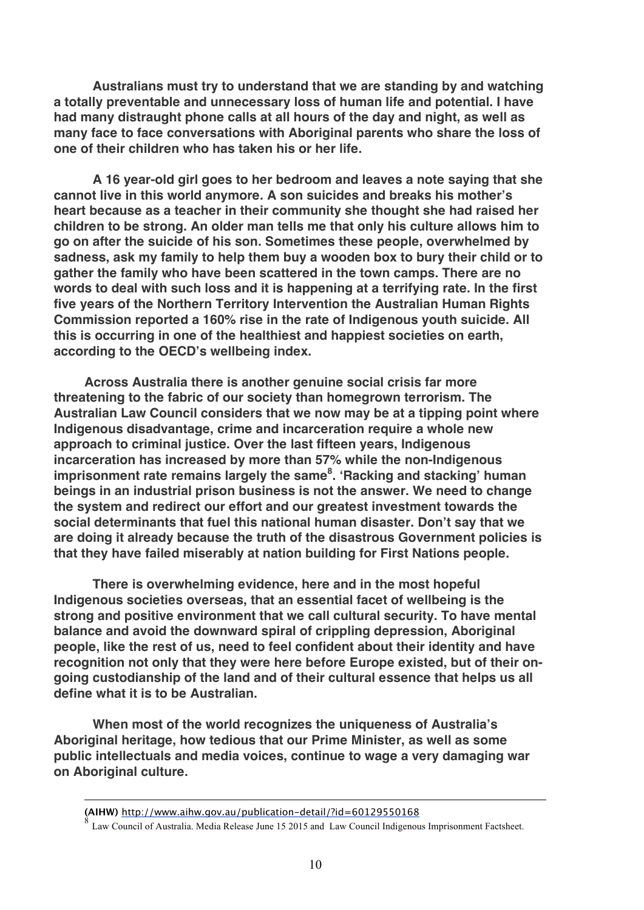**Australians must try to understand that we are standing by and watching a totally preventable and unnecessary loss of human life and potential. I have had many distraught phone calls at all hours of the day and night, as well as many face to face conversations with Aboriginal parents who share the loss of one of their children who has taken his or her life.**

**A 16 year-old girl goes to her bedroom and leaves a note saying that she cannot live in this world anymore. A son suicides and breaks his mother's heart because as a teacher in their community she thought she had raised her children to be strong. An older man tells me that only his culture allows him to go on after the suicide of his son. Sometimes these people, overwhelmed by sadness, ask my family to help them buy a wooden box to bury their child or to gather the family who have been scattered in the town camps. There are no words to deal with such loss and it is happening at a terrifying rate. In the first five years of the Northern Territory Intervention the Australian Human Rights Commission reported a 160% rise in the rate of Indigenous youth suicide. All this is occurring in one of the healthiest and happiest societies on earth, according to the OECD's wellbeing index.**

**Across Australia there is another genuine social crisis far more threatening to the fabric of our society than homegrown terrorism. The Australian Law Council considers that we now may be at a tipping point where Indigenous disadvantage, crime and incarceration require a whole new approach to criminal justice. Over the last fifteen years, Indigenous incarceration has increased by more than 57% while the non-Indigenous imprisonment rate remains largely the same[8]. 'Racking and stacking' human beings in an industrial prison business is not the answer. We need to change the system and redirect our effort and our greatest investment towards the social determinants that fuel this national human disaster. Don't say that we are doing it already because the truth of the disastrous Government policies is that they have failed miserably at nation building for First Nations people.**

**There is overwhelming evidence, here and in the most hopeful Indigenous societies overseas, that an essential facet of wellbeing is the strong and positive environment that we call cultural security. To have mental balance and avoid the downward spiral of crippling depression, Aboriginal people, like the rest of us, need to feel confident about their identity and have recognition not only that they were here before Europe existed, but of their on-going custodianship of the land and of their cultural essence that helps us all define what it is to be Australian.**

**When most of the world recognizes the uniqueness of Australia's Aboriginal heritage, how tedious that our Prime Minister, as well as some public intellectuals and media voices, continue to wage a very damaging war on Aboriginal culture.**

---

**(AIHW)** http://www.aihw.gov.au/publication-detail/?id=60129550168

[8] Law Council of Australia. Media Release June 15 2015 and Law Council Indigenous Imprisonment Factsheet.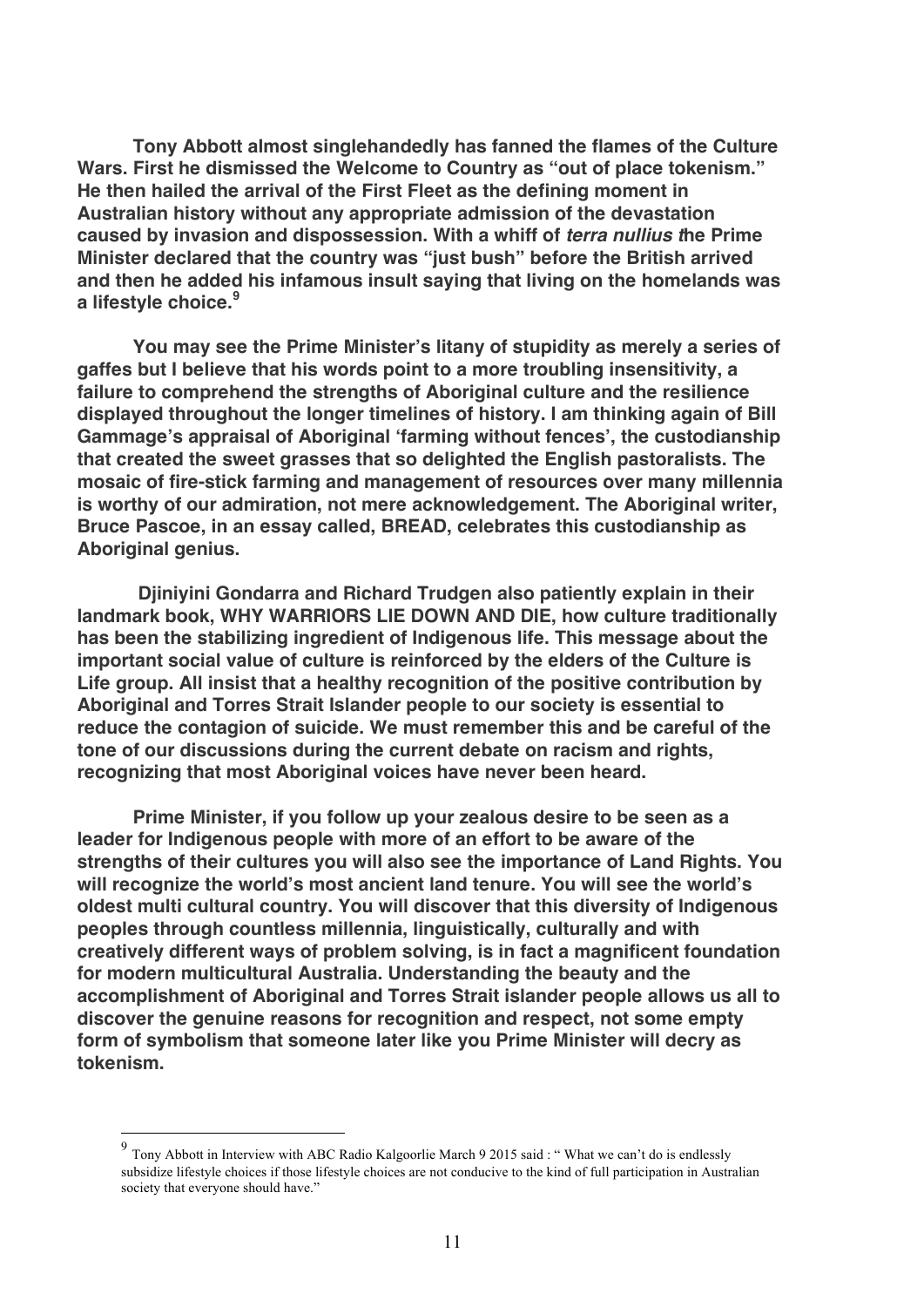**Tony Abbott almost singlehandedly has fanned the flames of the Culture Wars. First he dismissed the Welcome to Country as "out of place tokenism." He then hailed the arrival of the First Fleet as the defining moment in Australian history without any appropriate admission of the devastation caused by invasion and dispossession. With a whiff of *terra nullius t*he Prime Minister declared that the country was "just bush" before the British arrived and then he added his infamous insult saying that living on the homelands was a lifestyle choice.[9]**

**You may see the Prime Minister's litany of stupidity as merely a series of gaffes but I believe that his words point to a more troubling insensitivity, a failure to comprehend the strengths of Aboriginal culture and the resilience displayed throughout the longer timelines of history. I am thinking again of Bill Gammage's appraisal of Aboriginal 'farming without fences', the custodianship that created the sweet grasses that so delighted the English pastoralists. The mosaic of fire-stick farming and management of resources over many millennia is worthy of our admiration, not mere acknowledgement. The Aboriginal writer, Bruce Pascoe, in an essay called, BREAD, celebrates this custodianship as Aboriginal genius.**

**Djiniyini Gondarra and Richard Trudgen also patiently explain in their landmark book, WHY WARRIORS LIE DOWN AND DIE, how culture traditionally has been the stabilizing ingredient of Indigenous life. This message about the important social value of culture is reinforced by the elders of the Culture is Life group. All insist that a healthy recognition of the positive contribution by Aboriginal and Torres Strait Islander people to our society is essential to reduce the contagion of suicide. We must remember this and be careful of the tone of our discussions during the current debate on racism and rights, recognizing that most Aboriginal voices have never been heard.**

**Prime Minister, if you follow up your zealous desire to be seen as a leader for Indigenous people with more of an effort to be aware of the strengths of their cultures you will also see the importance of Land Rights. You will recognize the world's most ancient land tenure. You will see the world's oldest multi cultural country. You will discover that this diversity of Indigenous peoples through countless millennia, linguistically, culturally and with creatively different ways of problem solving, is in fact a magnificent foundation for modern multicultural Australia. Understanding the beauty and the accomplishment of Aboriginal and Torres Strait islander people allows us all to discover the genuine reasons for recognition and respect, not some empty form of symbolism that someone later like you Prime Minister will decry as tokenism.**

---

[9] Tony Abbott in Interview with ABC Radio Kalgoorlie March 9 2015 said : " What we can't do is endlessly subsidize lifestyle choices if those lifestyle choices are not conducive to the kind of full participation in Australian society that everyone should have."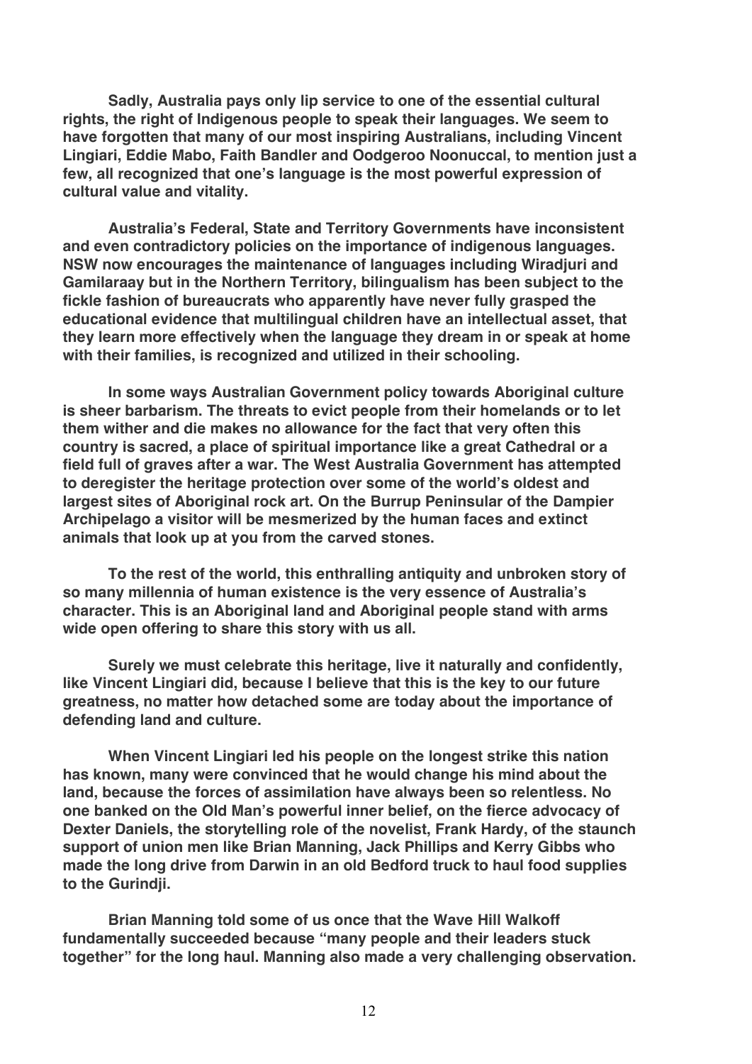**Sadly, Australia pays only lip service to one of the essential cultural rights, the right of Indigenous people to speak their languages. We seem to have forgotten that many of our most inspiring Australians, including Vincent Lingiari, Eddie Mabo, Faith Bandler and Oodgeroo Noonuccal, to mention just a few, all recognized that one's language is the most powerful expression of cultural value and vitality.**

**Australia's Federal, State and Territory Governments have inconsistent and even contradictory policies on the importance of indigenous languages. NSW now encourages the maintenance of languages including Wiradjuri and Gamilaraay but in the Northern Territory, bilingualism has been subject to the fickle fashion of bureaucrats who apparently have never fully grasped the educational evidence that multilingual children have an intellectual asset, that they learn more effectively when the language they dream in or speak at home with their families, is recognized and utilized in their schooling.**

**In some ways Australian Government policy towards Aboriginal culture is sheer barbarism. The threats to evict people from their homelands or to let them wither and die makes no allowance for the fact that very often this country is sacred, a place of spiritual importance like a great Cathedral or a field full of graves after a war. The West Australia Government has attempted to deregister the heritage protection over some of the world's oldest and largest sites of Aboriginal rock art. On the Burrup Peninsular of the Dampier Archipelago a visitor will be mesmerized by the human faces and extinct animals that look up at you from the carved stones.**

**To the rest of the world, this enthralling antiquity and unbroken story of so many millennia of human existence is the very essence of Australia's character. This is an Aboriginal land and Aboriginal people stand with arms wide open offering to share this story with us all.**

**Surely we must celebrate this heritage, live it naturally and confidently, like Vincent Lingiari did, because I believe that this is the key to our future greatness, no matter how detached some are today about the importance of defending land and culture.**

**When Vincent Lingiari led his people on the longest strike this nation has known, many were convinced that he would change his mind about the land, because the forces of assimilation have always been so relentless. No one banked on the Old Man's powerful inner belief, on the fierce advocacy of Dexter Daniels, the storytelling role of the novelist, Frank Hardy, of the staunch support of union men like Brian Manning, Jack Phillips and Kerry Gibbs who made the long drive from Darwin in an old Bedford truck to haul food supplies to the Gurindji.**

**Brian Manning told some of us once that the Wave Hill Walkoff fundamentally succeeded because "many people and their leaders stuck together" for the long haul. Manning also made a very challenging observation.**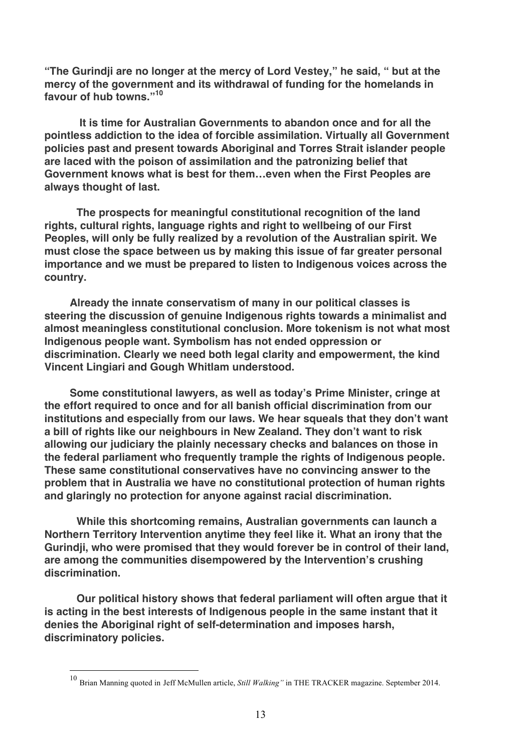**"The Gurindji are no longer at the mercy of Lord Vestey," he said, " but at the mercy of the government and its withdrawal of funding for the homelands in favour of hub towns."[10]**

**It is time for Australian Governments to abandon once and for all the pointless addiction to the idea of forcible assimilation. Virtually all Government policies past and present towards Aboriginal and Torres Strait islander people are laced with the poison of assimilation and the patronizing belief that Government knows what is best for them…even when the First Peoples are always thought of last.**

**The prospects for meaningful constitutional recognition of the land rights, cultural rights, language rights and right to wellbeing of our First Peoples, will only be fully realized by a revolution of the Australian spirit. We must close the space between us by making this issue of far greater personal importance and we must be prepared to listen to Indigenous voices across the country.**

**Already the innate conservatism of many in our political classes is steering the discussion of genuine Indigenous rights towards a minimalist and almost meaningless constitutional conclusion. More tokenism is not what most Indigenous people want. Symbolism has not ended oppression or discrimination. Clearly we need both legal clarity and empowerment, the kind Vincent Lingiari and Gough Whitlam understood.**

**Some constitutional lawyers, as well as today's Prime Minister, cringe at the effort required to once and for all banish official discrimination from our institutions and especially from our laws. We hear squeals that they don't want a bill of rights like our neighbours in New Zealand. They don't want to risk allowing our judiciary the plainly necessary checks and balances on those in the federal parliament who frequently trample the rights of Indigenous people. These same constitutional conservatives have no convincing answer to the problem that in Australia we have no constitutional protection of human rights and glaringly no protection for anyone against racial discrimination.**

**While this shortcoming remains, Australian governments can launch a Northern Territory Intervention anytime they feel like it. What an irony that the Gurindji, who were promised that they would forever be in control of their land, are among the communities disempowered by the Intervention's crushing discrimination.**

**Our political history shows that federal parliament will often argue that it is acting in the best interests of Indigenous people in the same instant that it denies the Aboriginal right of self-determination and imposes harsh, discriminatory policies.**

---

[10] Brian Manning quoted in Jeff McMullen article, *Still Walking"* in THE TRACKER magazine. September 2014.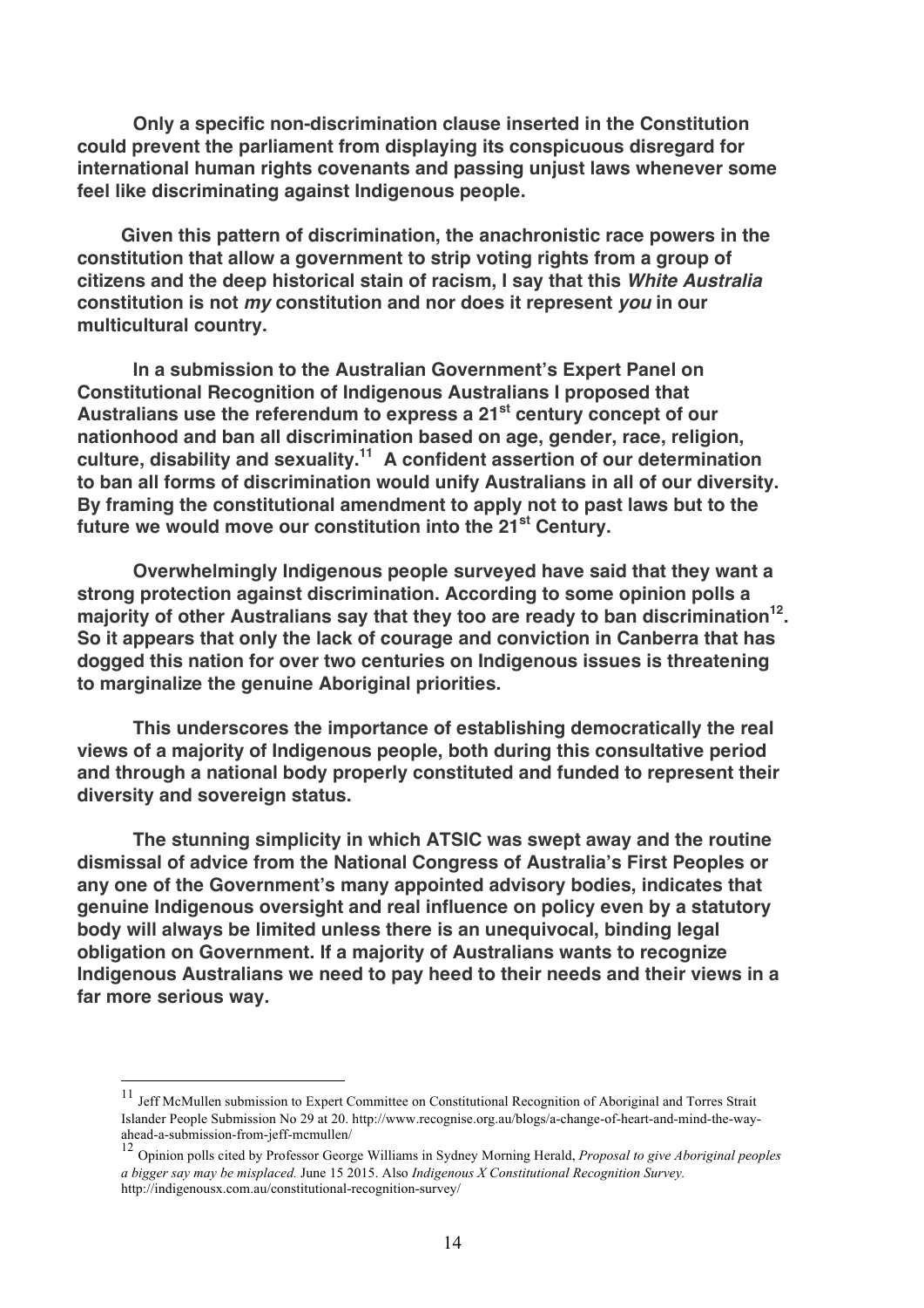**Only a specific non-discrimination clause inserted in the Constitution could prevent the parliament from displaying its conspicuous disregard for international human rights covenants and passing unjust laws whenever some feel like discriminating against Indigenous people.**

**Given this pattern of discrimination, the anachronistic race powers in the constitution that allow a government to strip voting rights from a group of citizens and the deep historical stain of racism, I say that this *White Australia* constitution is not *my* constitution and nor does it represent *you* in our multicultural country.**

**In a submission to the Australian Government's Expert Panel on Constitutional Recognition of Indigenous Australians I proposed that Australians use the referendum to express a 21st century concept of our nationhood and ban all discrimination based on age, gender, race, religion, culture, disability and sexuality.[11] A confident assertion of our determination to ban all forms of discrimination would unify Australians in all of our diversity. By framing the constitutional amendment to apply not to past laws but to the future we would move our constitution into the 21st Century.**

**Overwhelmingly Indigenous people surveyed have said that they want a strong protection against discrimination. According to some opinion polls a majority of other Australians say that they too are ready to ban discrimination[12]. So it appears that only the lack of courage and conviction in Canberra that has dogged this nation for over two centuries on Indigenous issues is threatening to marginalize the genuine Aboriginal priorities.**

**This underscores the importance of establishing democratically the real views of a majority of Indigenous people, both during this consultative period and through a national body properly constituted and funded to represent their diversity and sovereign status.**

**The stunning simplicity in which ATSIC was swept away and the routine dismissal of advice from the National Congress of Australia's First Peoples or any one of the Government's many appointed advisory bodies, indicates that genuine Indigenous oversight and real influence on policy even by a statutory body will always be limited unless there is an unequivocal, binding legal obligation on Government. If a majority of Australians wants to recognize Indigenous Australians we need to pay heed to their needs and their views in a far more serious way.**

---

[11] Jeff McMullen submission to Expert Committee on Constitutional Recognition of Aboriginal and Torres Strait Islander People Submission No 29 at 20. http://www.recognise.org.au/blogs/a-change-of-heart-and-mind-the-way-ahead-a-submission-from-jeff-mcmullen/

[12] Opinion polls cited by Professor George Williams in Sydney Morning Herald, *Proposal to give Aboriginal peoples a bigger say may be misplaced.* June 15 2015. Also *Indigenous X Constitutional Recognition Survey.* http://indigenousx.com.au/constitutional-recognition-survey/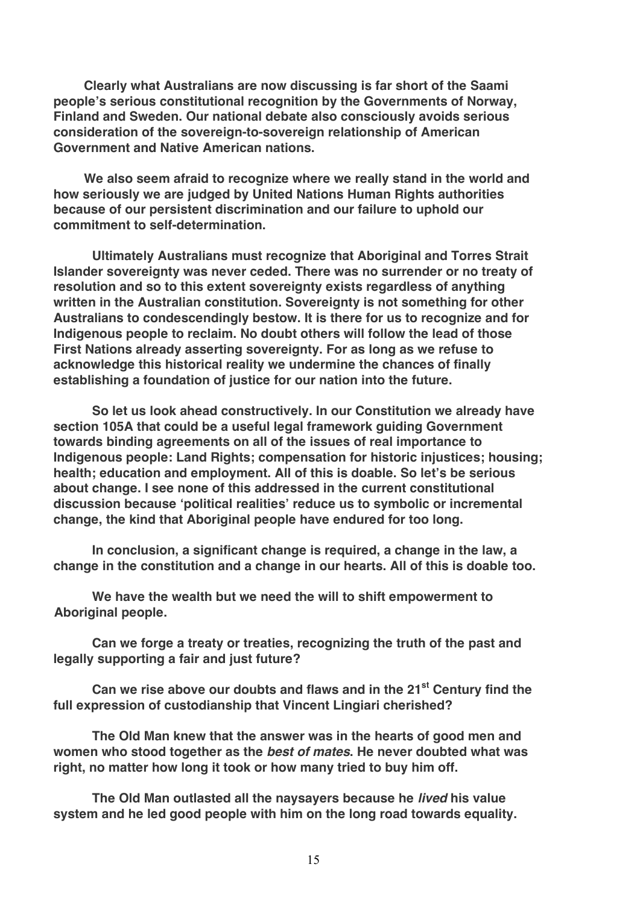**Clearly what Australians are now discussing is far short of the Saami people's serious constitutional recognition by the Governments of Norway, Finland and Sweden. Our national debate also consciously avoids serious consideration of the sovereign-to-sovereign relationship of American Government and Native American nations.**

**We also seem afraid to recognize where we really stand in the world and how seriously we are judged by United Nations Human Rights authorities because of our persistent discrimination and our failure to uphold our commitment to self-determination.**

**Ultimately Australians must recognize that Aboriginal and Torres Strait Islander sovereignty was never ceded. There was no surrender or no treaty of resolution and so to this extent sovereignty exists regardless of anything written in the Australian constitution. Sovereignty is not something for other Australians to condescendingly bestow. It is there for us to recognize and for Indigenous people to reclaim. No doubt others will follow the lead of those First Nations already asserting sovereignty. For as long as we refuse to acknowledge this historical reality we undermine the chances of finally establishing a foundation of justice for our nation into the future.**

**So let us look ahead constructively. In our Constitution we already have section 105A that could be a useful legal framework guiding Government towards binding agreements on all of the issues of real importance to Indigenous people: Land Rights; compensation for historic injustices; housing; health; education and employment. All of this is doable. So let's be serious about change. I see none of this addressed in the current constitutional discussion because 'political realities' reduce us to symbolic or incremental change, the kind that Aboriginal people have endured for too long.**

**In conclusion, a significant change is required, a change in the law, a change in the constitution and a change in our hearts. All of this is doable too.**

**We have the wealth but we need the will to shift empowerment to Aboriginal people.**

**Can we forge a treaty or treaties, recognizing the truth of the past and legally supporting a fair and just future?**

**Can we rise above our doubts and flaws and in the 21st Century find the full expression of custodianship that Vincent Lingiari cherished?**

**The Old Man knew that the answer was in the hearts of good men and women who stood together as the *best of mates*. He never doubted what was right, no matter how long it took or how many tried to buy him off.**

**The Old Man outlasted all the naysayers because he *lived* his value system and he led good people with him on the long road towards equality.**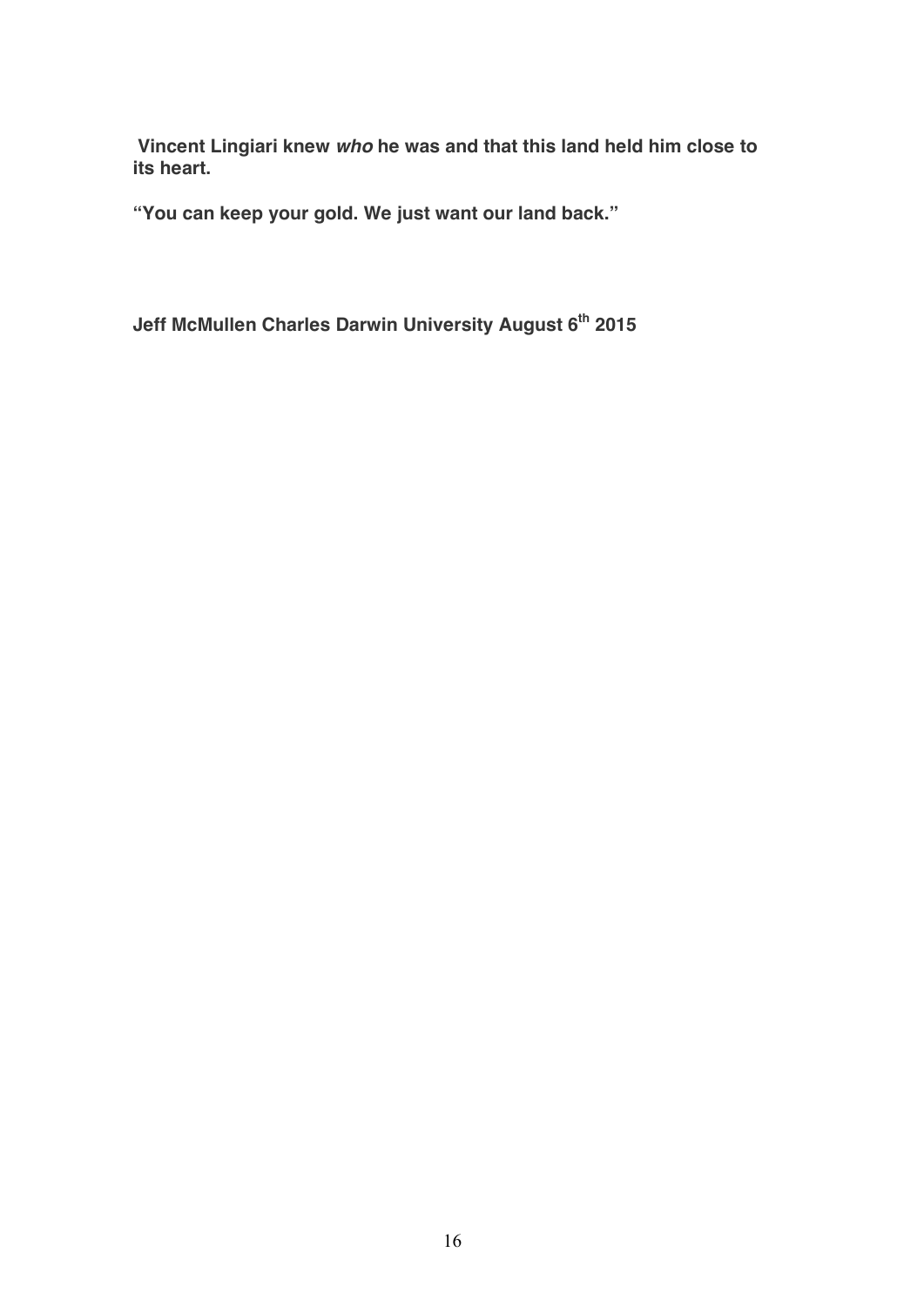**Vincent Lingiari knew *who* he was and that this land held him close to its heart.**

**"You can keep your gold. We just want our land back."**

**Jeff McMullen Charles Darwin University August 6th 2015**